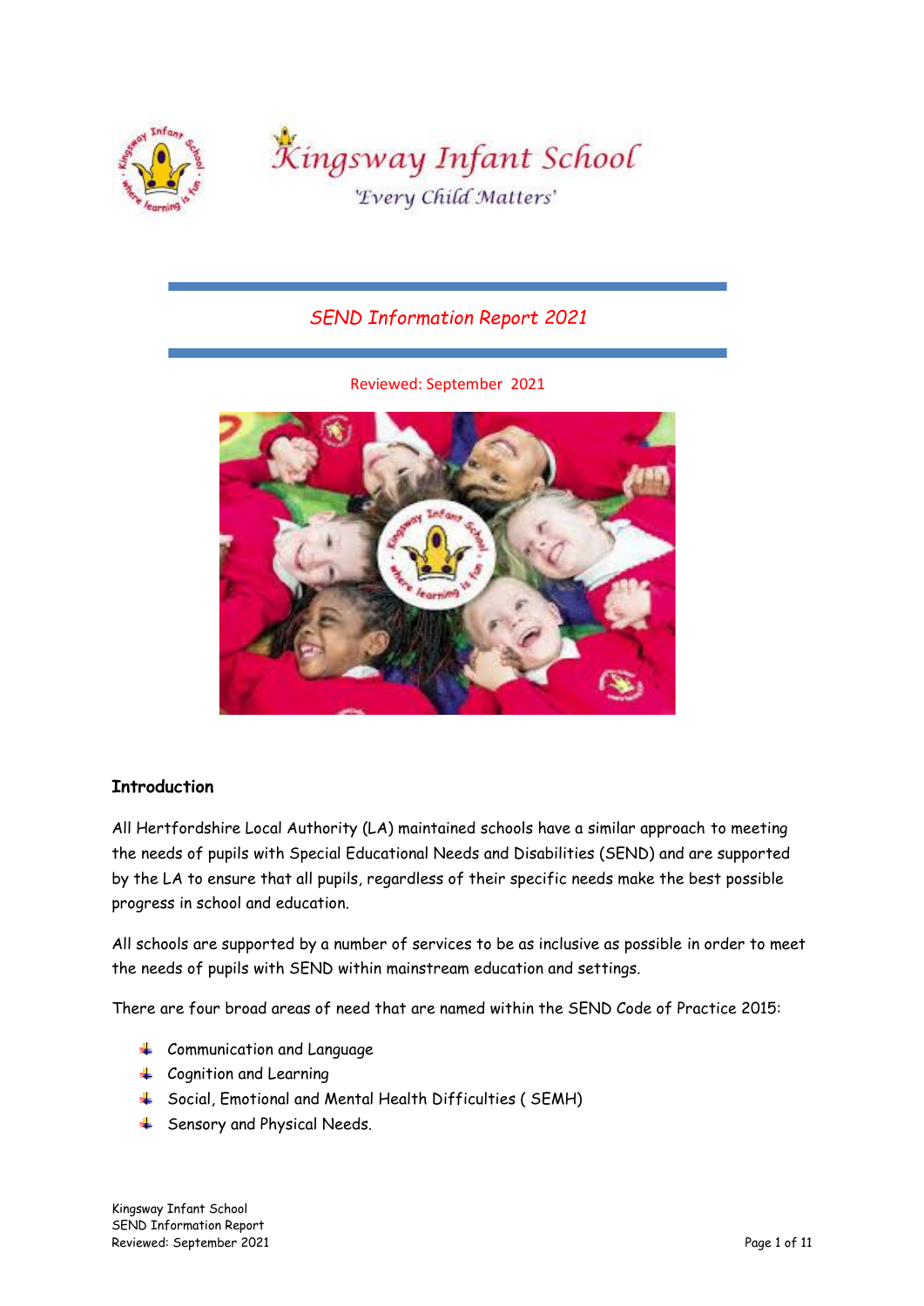# Kingsway Infant School

'Every Child Matters'

## *SEND Information Report 2021*

Reviewed: September 2021

### Introduction

All Hertfordshire Local Authority (LA) maintained schools have a similar approach to meeting the needs of pupils with Special Educational Needs and Disabilities (SEND) and are supported by the LA to ensure that all pupils, regardless of their specific needs make the best possible progress in school and education.

All schools are supported by a number of services to be as inclusive as possible in order to meet the needs of pupils with SEND within mainstream education and settings.

There are four broad areas of need that are named within the SEND Code of Practice 2015:

- Communication and Language
- Cognition and Learning
- Social, Emotional and Mental Health Difficulties ( SEMH)
- Sensory and Physical Needs.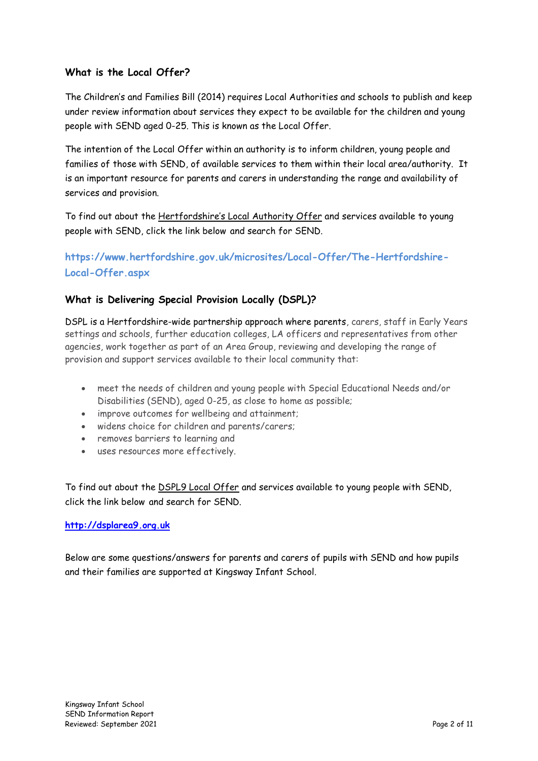## What is the Local Offer?

The Children's and Families Bill (2014) requires Local Authorities and schools to publish and keep under review information about services they expect to be available for the children and young people with SEND aged 0-25. This is known as the Local Offer.

The intention of the Local Offer within an authority is to inform children, young people and families of those with SEND, of available services to them within their local area/authority. It is an important resource for parents and carers in understanding the range and availability of services and provision.

To find out about the Hertfordshire's Local Authority Offer and services available to young people with SEND, click the link below and search for SEND.

**https://www.hertfordshire.gov.uk/microsites/Local-Offer/The-Hertfordshire-Local-Offer.aspx**

## What is Delivering Special Provision Locally (DSPL)?

DSPL is a Hertfordshire-wide partnership approach where parents, carers, staff in Early Years settings and schools, further education colleges, LA officers and representatives from other agencies, work together as part of an Area Group, reviewing and developing the range of provision and support services available to their local community that:

- meet the needs of children and young people with Special Educational Needs and/or Disabilities (SEND), aged 0-25, as close to home as possible;
- improve outcomes for wellbeing and attainment;
- widens choice for children and parents/carers;
- removes barriers to learning and
- uses resources more effectively.

To find out about the DSPL9 Local Offer and services available to young people with SEND, click the link below and search for SEND.

**http://dsplarea9.org.uk**

Below are some questions/answers for parents and carers of pupils with SEND and how pupils and their families are supported at Kingsway Infant School.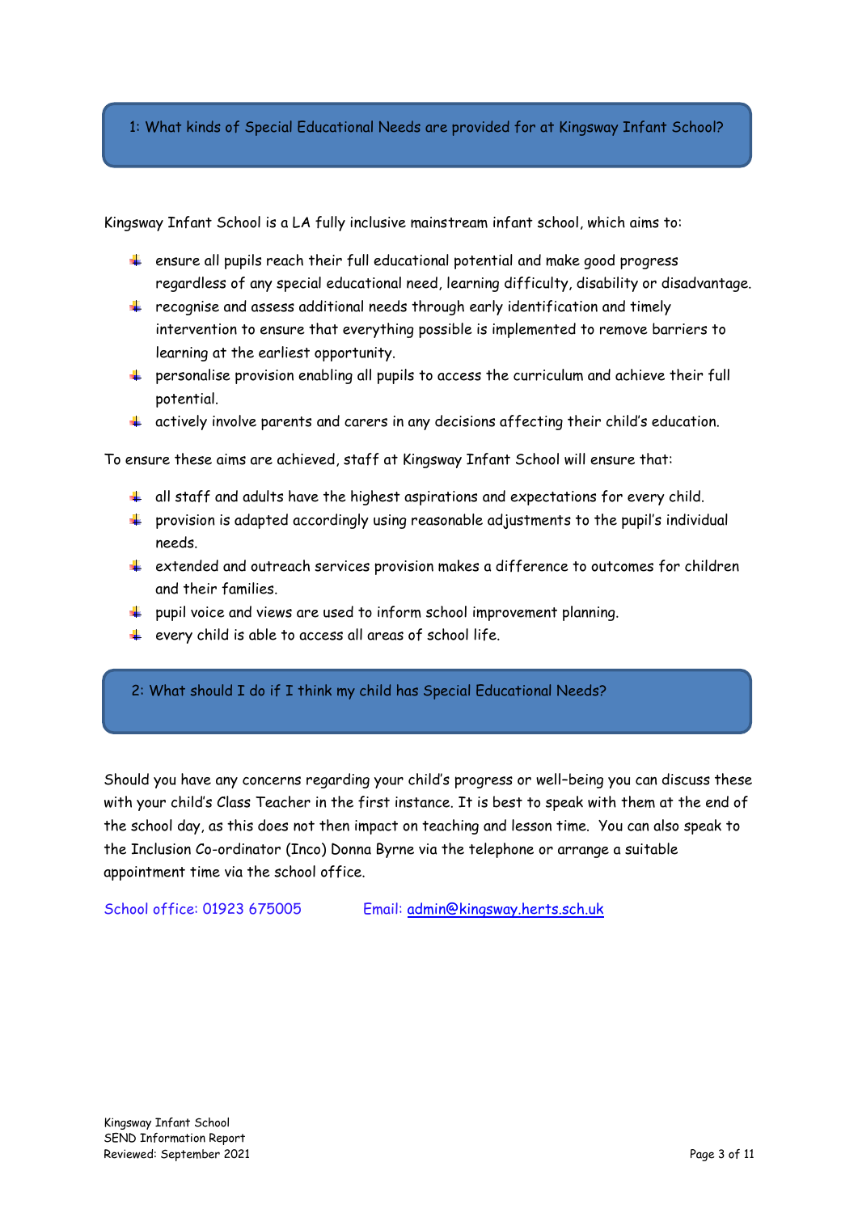## 1: What kinds of Special Educational Needs are provided for at Kingsway Infant School?

Kingsway Infant School is a LA fully inclusive mainstream infant school, which aims to:

- ensure all pupils reach their full educational potential and make good progress regardless of any special educational need, learning difficulty, disability or disadvantage.
- recognise and assess additional needs through early identification and timely intervention to ensure that everything possible is implemented to remove barriers to learning at the earliest opportunity.
- personalise provision enabling all pupils to access the curriculum and achieve their full potential.
- actively involve parents and carers in any decisions affecting their child's education.

To ensure these aims are achieved, staff at Kingsway Infant School will ensure that:

- all staff and adults have the highest aspirations and expectations for every child.
- provision is adapted accordingly using reasonable adjustments to the pupil's individual needs.
- extended and outreach services provision makes a difference to outcomes for children and their families.
- pupil voice and views are used to inform school improvement planning.
- every child is able to access all areas of school life.

## 2: What should I do if I think my child has Special Educational Needs?

Should you have any concerns regarding your child's progress or well–being you can discuss these with your child's Class Teacher in the first instance. It is best to speak with them at the end of the school day, as this does not then impact on teaching and lesson time. You can also speak to the Inclusion Co-ordinator (Inco) Donna Byrne via the telephone or arrange a suitable appointment time via the school office.

School office: 01923 675005 Email: admin@kingsway.herts.sch.uk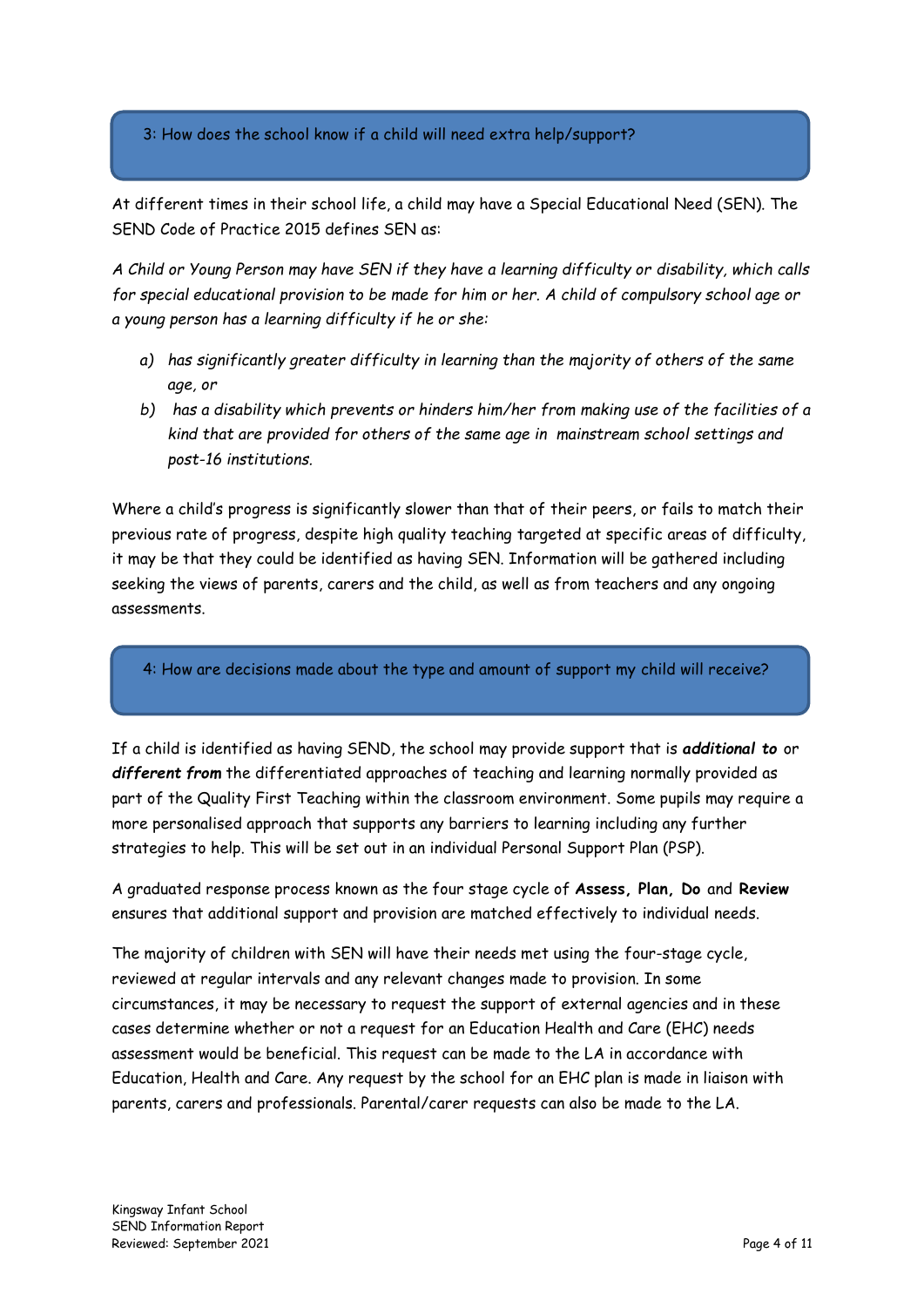## 3: How does the school know if a child will need extra help/support?

At different times in their school life, a child may have a Special Educational Need (SEN). The SEND Code of Practice 2015 defines SEN as:

*A Child or Young Person may have SEN if they have a learning difficulty or disability, which calls for special educational provision to be made for him or her. A child of compulsory school age or a young person has a learning difficulty if he or she:*

a) *has significantly greater difficulty in learning than the majority of others of the same age, or*
b) *has a disability which prevents or hinders him/her from making use of the facilities of a kind that are provided for others of the same age in mainstream school settings and post-16 institutions.*

Where a child's progress is significantly slower than that of their peers, or fails to match their previous rate of progress, despite high quality teaching targeted at specific areas of difficulty, it may be that they could be identified as having SEN. Information will be gathered including seeking the views of parents, carers and the child, as well as from teachers and any ongoing assessments.

## 4: How are decisions made about the type and amount of support my child will receive?

If a child is identified as having SEND, the school may provide support that is ***additional to*** or ***different from*** the differentiated approaches of teaching and learning normally provided as part of the Quality First Teaching within the classroom environment. Some pupils may require a more personalised approach that supports any barriers to learning including any further strategies to help. This will be set out in an individual Personal Support Plan (PSP).

A graduated response process known as the four stage cycle of **Assess, Plan, Do** and **Review** ensures that additional support and provision are matched effectively to individual needs.

The majority of children with SEN will have their needs met using the four-stage cycle, reviewed at regular intervals and any relevant changes made to provision. In some circumstances, it may be necessary to request the support of external agencies and in these cases determine whether or not a request for an Education Health and Care (EHC) needs assessment would be beneficial. This request can be made to the LA in accordance with Education, Health and Care. Any request by the school for an EHC plan is made in liaison with parents, carers and professionals. Parental/carer requests can also be made to the LA.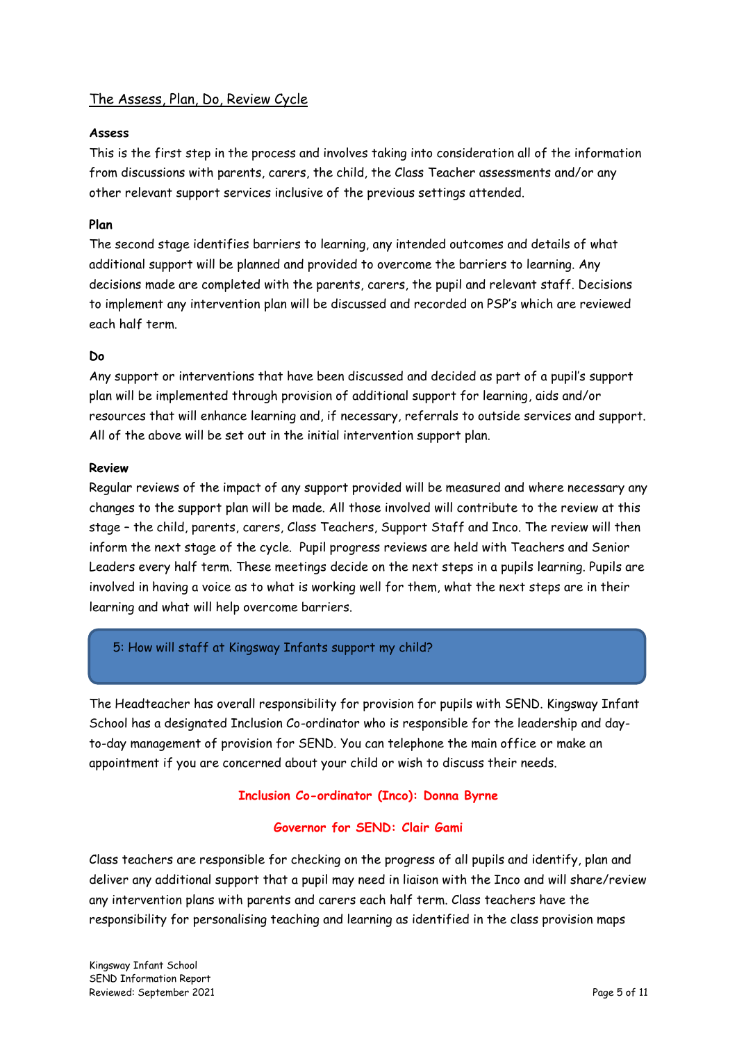## The Assess, Plan, Do, Review Cycle

**Assess**

This is the first step in the process and involves taking into consideration all of the information from discussions with parents, carers, the child, the Class Teacher assessments and/or any other relevant support services inclusive of the previous settings attended.

**Plan**

The second stage identifies barriers to learning, any intended outcomes and details of what additional support will be planned and provided to overcome the barriers to learning. Any decisions made are completed with the parents, carers, the pupil and relevant staff. Decisions to implement any intervention plan will be discussed and recorded on PSP's which are reviewed each half term.

**Do**

Any support or interventions that have been discussed and decided as part of a pupil's support plan will be implemented through provision of additional support for learning, aids and/or resources that will enhance learning and, if necessary, referrals to outside services and support. All of the above will be set out in the initial intervention support plan.

**Review**

Regular reviews of the impact of any support provided will be measured and where necessary any changes to the support plan will be made. All those involved will contribute to the review at this stage – the child, parents, carers, Class Teachers, Support Staff and Inco. The review will then inform the next stage of the cycle. Pupil progress reviews are held with Teachers and Senior Leaders every half term. These meetings decide on the next steps in a pupils learning. Pupils are involved in having a voice as to what is working well for them, what the next steps are in their learning and what will help overcome barriers.

## 5: How will staff at Kingsway Infants support my child?

The Headteacher has overall responsibility for provision for pupils with SEND. Kingsway Infant School has a designated Inclusion Co-ordinator who is responsible for the leadership and day-to-day management of provision for SEND. You can telephone the main office or make an appointment if you are concerned about your child or wish to discuss their needs.

**Inclusion Co-ordinator (Inco): Donna Byrne**

**Governor for SEND: Clair Gami**

Class teachers are responsible for checking on the progress of all pupils and identify, plan and deliver any additional support that a pupil may need in liaison with the Inco and will share/review any intervention plans with parents and carers each half term. Class teachers have the responsibility for personalising teaching and learning as identified in the class provision maps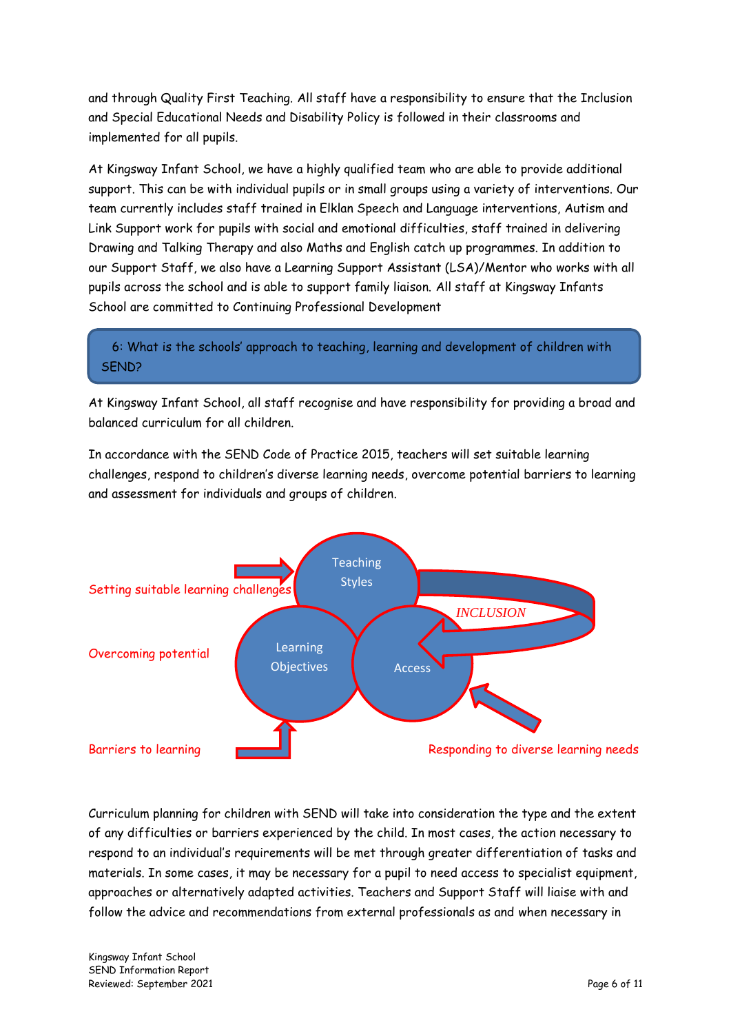and through Quality First Teaching. All staff have a responsibility to ensure that the Inclusion and Special Educational Needs and Disability Policy is followed in their classrooms and implemented for all pupils.

At Kingsway Infant School, we have a highly qualified team who are able to provide additional support. This can be with individual pupils or in small groups using a variety of interventions. Our team currently includes staff trained in Elklan Speech and Language interventions, Autism and Link Support work for pupils with social and emotional difficulties, staff trained in delivering Drawing and Talking Therapy and also Maths and English catch up programmes. In addition to our Support Staff, we also have a Learning Support Assistant (LSA)/Mentor who works with all pupils across the school and is able to support family liaison. All staff at Kingsway Infants School are committed to Continuing Professional Development

## 6: What is the schools' approach to teaching, learning and development of children with SEND?

At Kingsway Infant School, all staff recognise and have responsibility for providing a broad and balanced curriculum for all children.

In accordance with the SEND Code of Practice 2015, teachers will set suitable learning challenges, respond to children's diverse learning needs, overcome potential barriers to learning and assessment for individuals and groups of children.

Setting suitable learning challenges

Teaching Styles

*INCLUSION*

Overcoming potential

Learning Objectives

Access

Barriers to learning

Responding to diverse learning needs

Curriculum planning for children with SEND will take into consideration the type and the extent of any difficulties or barriers experienced by the child. In most cases, the action necessary to respond to an individual's requirements will be met through greater differentiation of tasks and materials. In some cases, it may be necessary for a pupil to need access to specialist equipment, approaches or alternatively adapted activities. Teachers and Support Staff will liaise with and follow the advice and recommendations from external professionals as and when necessary in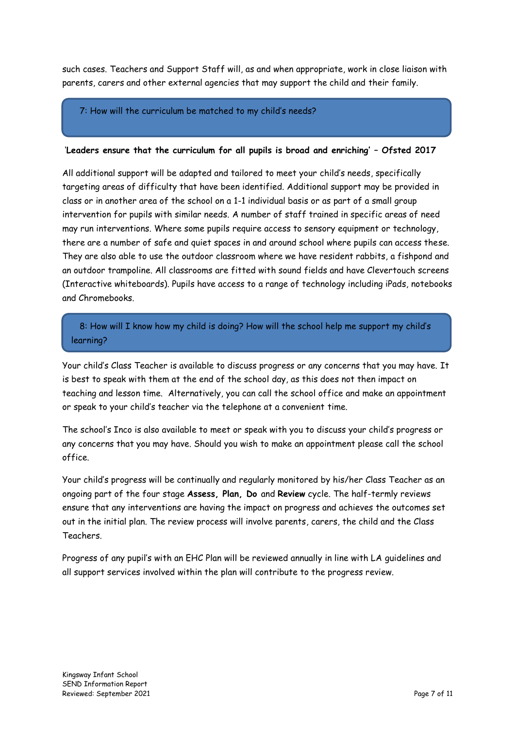such cases. Teachers and Support Staff will, as and when appropriate, work in close liaison with parents, carers and other external agencies that may support the child and their family.

## 7: How will the curriculum be matched to my child's needs?

'**Leaders ensure that the curriculum for all pupils is broad and enriching' – Ofsted 2017**

All additional support will be adapted and tailored to meet your child's needs, specifically targeting areas of difficulty that have been identified. Additional support may be provided in class or in another area of the school on a 1-1 individual basis or as part of a small group intervention for pupils with similar needs. A number of staff trained in specific areas of need may run interventions. Where some pupils require access to sensory equipment or technology, there are a number of safe and quiet spaces in and around school where pupils can access these. They are also able to use the outdoor classroom where we have resident rabbits, a fishpond and an outdoor trampoline. All classrooms are fitted with sound fields and have Clevertouch screens (Interactive whiteboards). Pupils have access to a range of technology including iPads, notebooks and Chromebooks.

## 8: How will I know how my child is doing? How will the school help me support my child's learning?

Your child's Class Teacher is available to discuss progress or any concerns that you may have. It is best to speak with them at the end of the school day, as this does not then impact on teaching and lesson time. Alternatively, you can call the school office and make an appointment or speak to your child's teacher via the telephone at a convenient time.

The school's Inco is also available to meet or speak with you to discuss your child's progress or any concerns that you may have. Should you wish to make an appointment please call the school office.

Your child's progress will be continually and regularly monitored by his/her Class Teacher as an ongoing part of the four stage **Assess, Plan, Do** and **Review** cycle. The half-termly reviews ensure that any interventions are having the impact on progress and achieves the outcomes set out in the initial plan. The review process will involve parents, carers, the child and the Class Teachers.

Progress of any pupil's with an EHC Plan will be reviewed annually in line with LA guidelines and all support services involved within the plan will contribute to the progress review.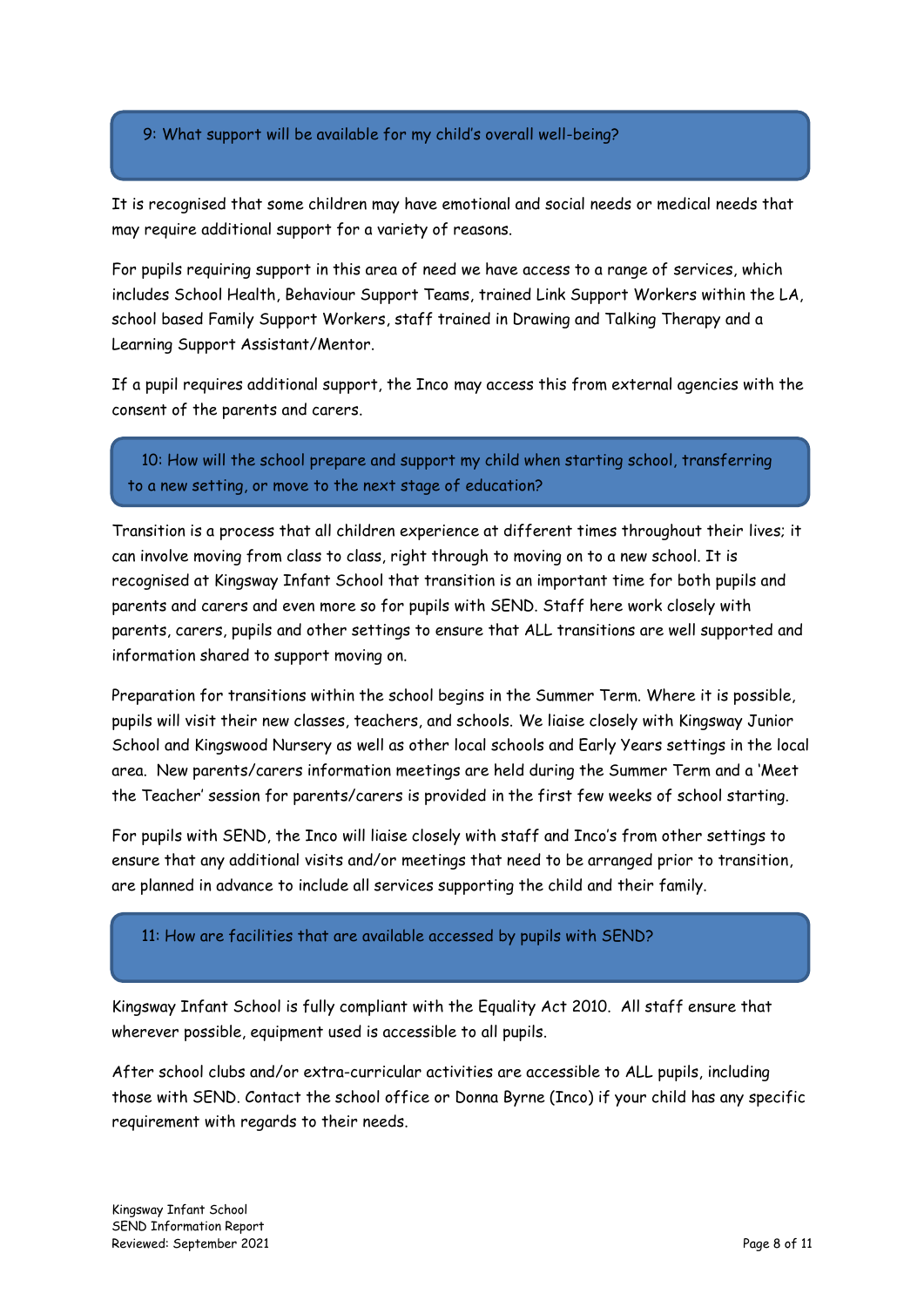## 9: What support will be available for my child's overall well-being?

It is recognised that some children may have emotional and social needs or medical needs that may require additional support for a variety of reasons.

For pupils requiring support in this area of need we have access to a range of services, which includes School Health, Behaviour Support Teams, trained Link Support Workers within the LA, school based Family Support Workers, staff trained in Drawing and Talking Therapy and a Learning Support Assistant/Mentor.

If a pupil requires additional support, the Inco may access this from external agencies with the consent of the parents and carers.

## 10: How will the school prepare and support my child when starting school, transferring to a new setting, or move to the next stage of education?

Transition is a process that all children experience at different times throughout their lives; it can involve moving from class to class, right through to moving on to a new school. It is recognised at Kingsway Infant School that transition is an important time for both pupils and parents and carers and even more so for pupils with SEND. Staff here work closely with parents, carers, pupils and other settings to ensure that ALL transitions are well supported and information shared to support moving on.

Preparation for transitions within the school begins in the Summer Term. Where it is possible, pupils will visit their new classes, teachers, and schools. We liaise closely with Kingsway Junior School and Kingswood Nursery as well as other local schools and Early Years settings in the local area. New parents/carers information meetings are held during the Summer Term and a 'Meet the Teacher' session for parents/carers is provided in the first few weeks of school starting.

For pupils with SEND, the Inco will liaise closely with staff and Inco's from other settings to ensure that any additional visits and/or meetings that need to be arranged prior to transition, are planned in advance to include all services supporting the child and their family.

## 11: How are facilities that are available accessed by pupils with SEND?

Kingsway Infant School is fully compliant with the Equality Act 2010. All staff ensure that wherever possible, equipment used is accessible to all pupils.

After school clubs and/or extra-curricular activities are accessible to ALL pupils, including those with SEND. Contact the school office or Donna Byrne (Inco) if your child has any specific requirement with regards to their needs.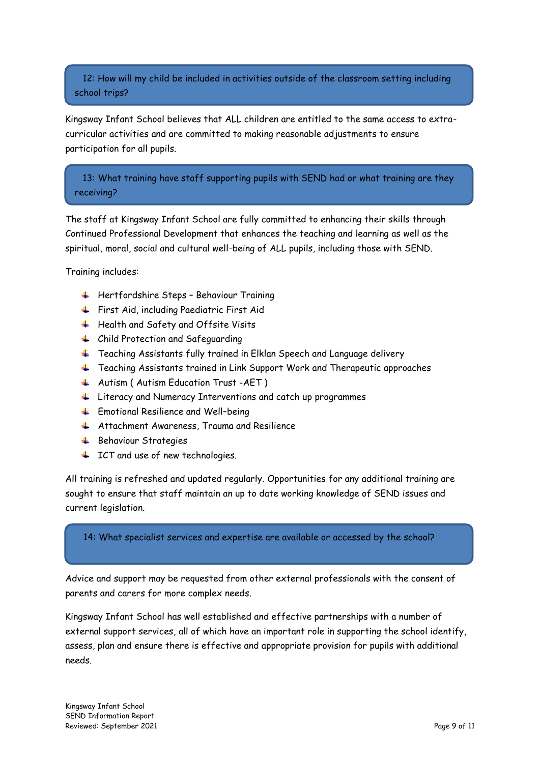## 12: How will my child be included in activities outside of the classroom setting including school trips?

Kingsway Infant School believes that ALL children are entitled to the same access to extra-curricular activities and are committed to making reasonable adjustments to ensure participation for all pupils.

## 13: What training have staff supporting pupils with SEND had or what training are they receiving?

The staff at Kingsway Infant School are fully committed to enhancing their skills through Continued Professional Development that enhances the teaching and learning as well as the spiritual, moral, social and cultural well-being of ALL pupils, including those with SEND.

Training includes:

- Hertfordshire Steps – Behaviour Training
- First Aid, including Paediatric First Aid
- Health and Safety and Offsite Visits
- Child Protection and Safeguarding
- Teaching Assistants fully trained in Elklan Speech and Language delivery
- Teaching Assistants trained in Link Support Work and Therapeutic approaches
- Autism ( Autism Education Trust -AET )
- Literacy and Numeracy Interventions and catch up programmes
- Emotional Resilience and Well–being
- Attachment Awareness, Trauma and Resilience
- Behaviour Strategies
- ICT and use of new technologies.

All training is refreshed and updated regularly. Opportunities for any additional training are sought to ensure that staff maintain an up to date working knowledge of SEND issues and current legislation.

## 14: What specialist services and expertise are available or accessed by the school?

Advice and support may be requested from other external professionals with the consent of parents and carers for more complex needs.

Kingsway Infant School has well established and effective partnerships with a number of external support services, all of which have an important role in supporting the school identify, assess, plan and ensure there is effective and appropriate provision for pupils with additional needs.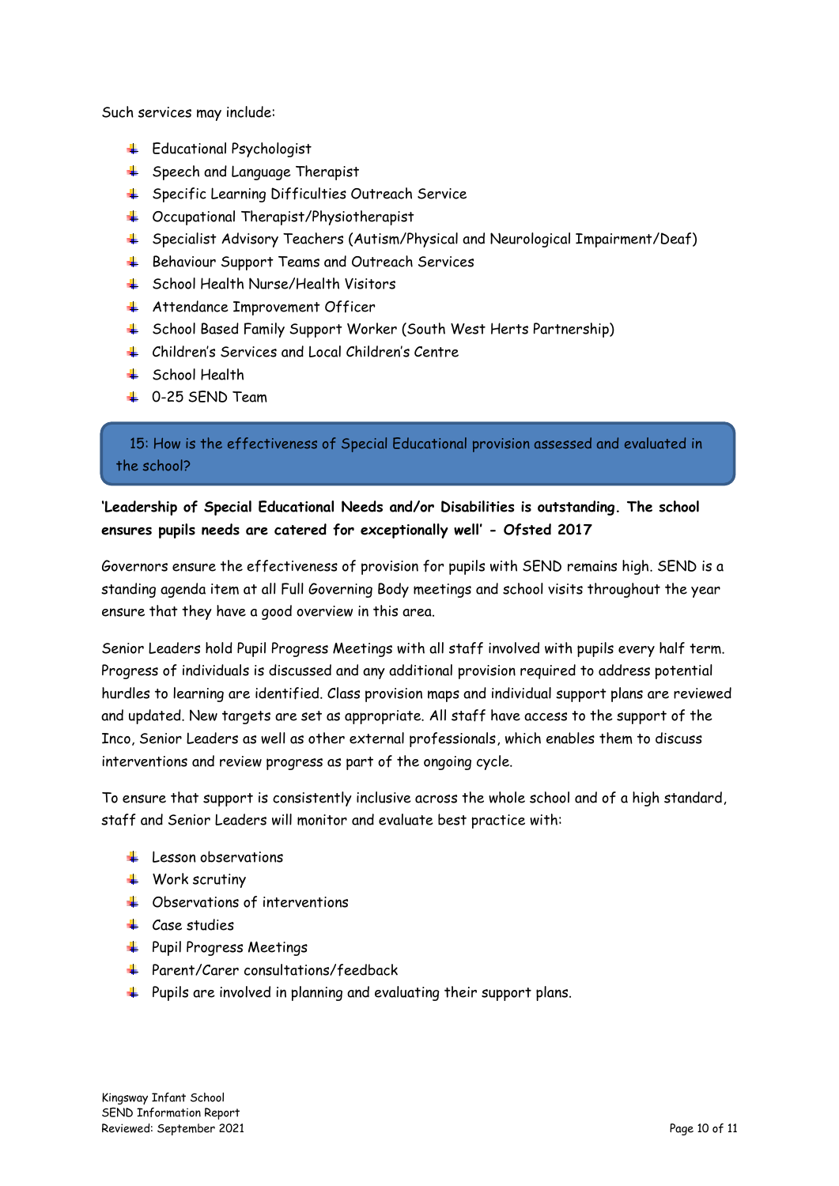Such services may include:

- Educational Psychologist
- Speech and Language Therapist
- Specific Learning Difficulties Outreach Service
- Occupational Therapist/Physiotherapist
- Specialist Advisory Teachers (Autism/Physical and Neurological Impairment/Deaf)
- Behaviour Support Teams and Outreach Services
- School Health Nurse/Health Visitors
- Attendance Improvement Officer
- School Based Family Support Worker (South West Herts Partnership)
- Children's Services and Local Children's Centre
- School Health
- 0-25 SEND Team

## 15: How is the effectiveness of Special Educational provision assessed and evaluated in the school?

**'Leadership of Special Educational Needs and/or Disabilities is outstanding. The school ensures pupils needs are catered for exceptionally well' - Ofsted 2017**

Governors ensure the effectiveness of provision for pupils with SEND remains high. SEND is a standing agenda item at all Full Governing Body meetings and school visits throughout the year ensure that they have a good overview in this area.

Senior Leaders hold Pupil Progress Meetings with all staff involved with pupils every half term. Progress of individuals is discussed and any additional provision required to address potential hurdles to learning are identified. Class provision maps and individual support plans are reviewed and updated. New targets are set as appropriate. All staff have access to the support of the Inco, Senior Leaders as well as other external professionals, which enables them to discuss interventions and review progress as part of the ongoing cycle.

To ensure that support is consistently inclusive across the whole school and of a high standard, staff and Senior Leaders will monitor and evaluate best practice with:

- Lesson observations
- Work scrutiny
- Observations of interventions
- Case studies
- Pupil Progress Meetings
- Parent/Carer consultations/feedback
- Pupils are involved in planning and evaluating their support plans.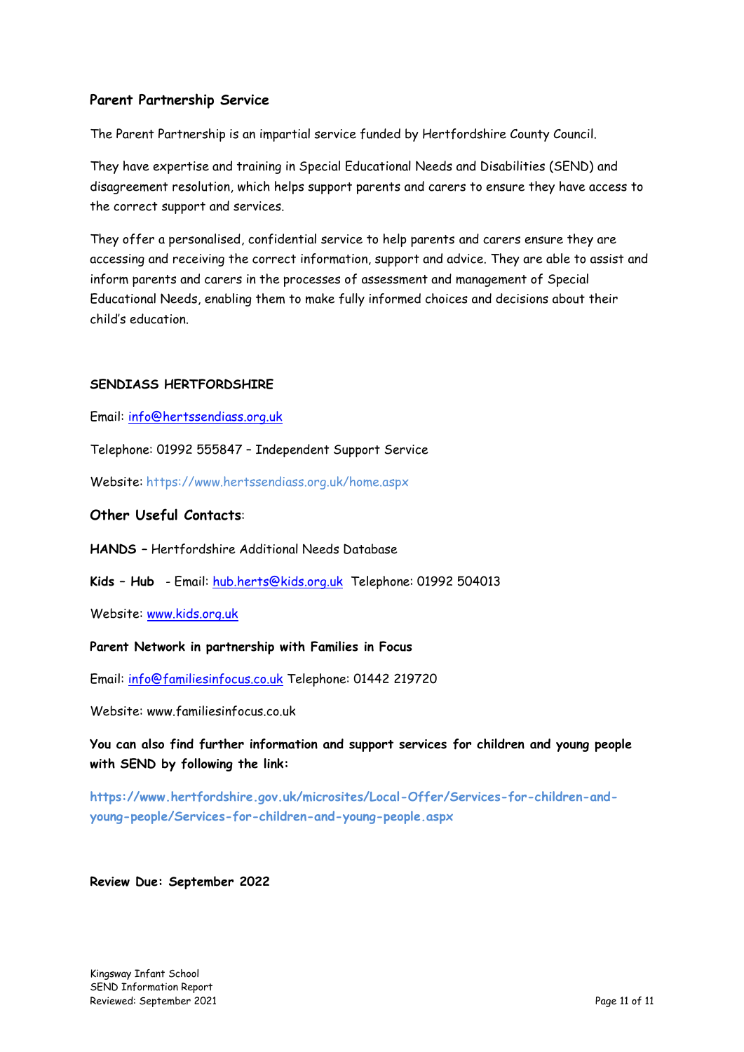## Parent Partnership Service

The Parent Partnership is an impartial service funded by Hertfordshire County Council.

They have expertise and training in Special Educational Needs and Disabilities (SEND) and disagreement resolution, which helps support parents and carers to ensure they have access to the correct support and services.

They offer a personalised, confidential service to help parents and carers ensure they are accessing and receiving the correct information, support and advice. They are able to assist and inform parents and carers in the processes of assessment and management of Special Educational Needs, enabling them to make fully informed choices and decisions about their child's education.

**SENDIASS HERTFORDSHIRE**

Email: info@hertssendiass.org.uk

Telephone: 01992 555847 – Independent Support Service

Website: https://www.hertssendiass.org.uk/home.aspx

### Other Useful Contacts:

**HANDS** – Hertfordshire Additional Needs Database

**Kids – Hub** - Email: hub.herts@kids.org.uk Telephone: 01992 504013

Website: www.kids.org.uk

**Parent Network in partnership with Families in Focus**

Email: info@familiesinfocus.co.uk Telephone: 01442 219720

Website: www.familiesinfocus.co.uk

**You can also find further information and support services for children and young people with SEND by following the link:**

**https://www.hertfordshire.gov.uk/microsites/Local-Offer/Services-for-children-and-young-people/Services-for-children-and-young-people.aspx**

**Review Due: September 2022**